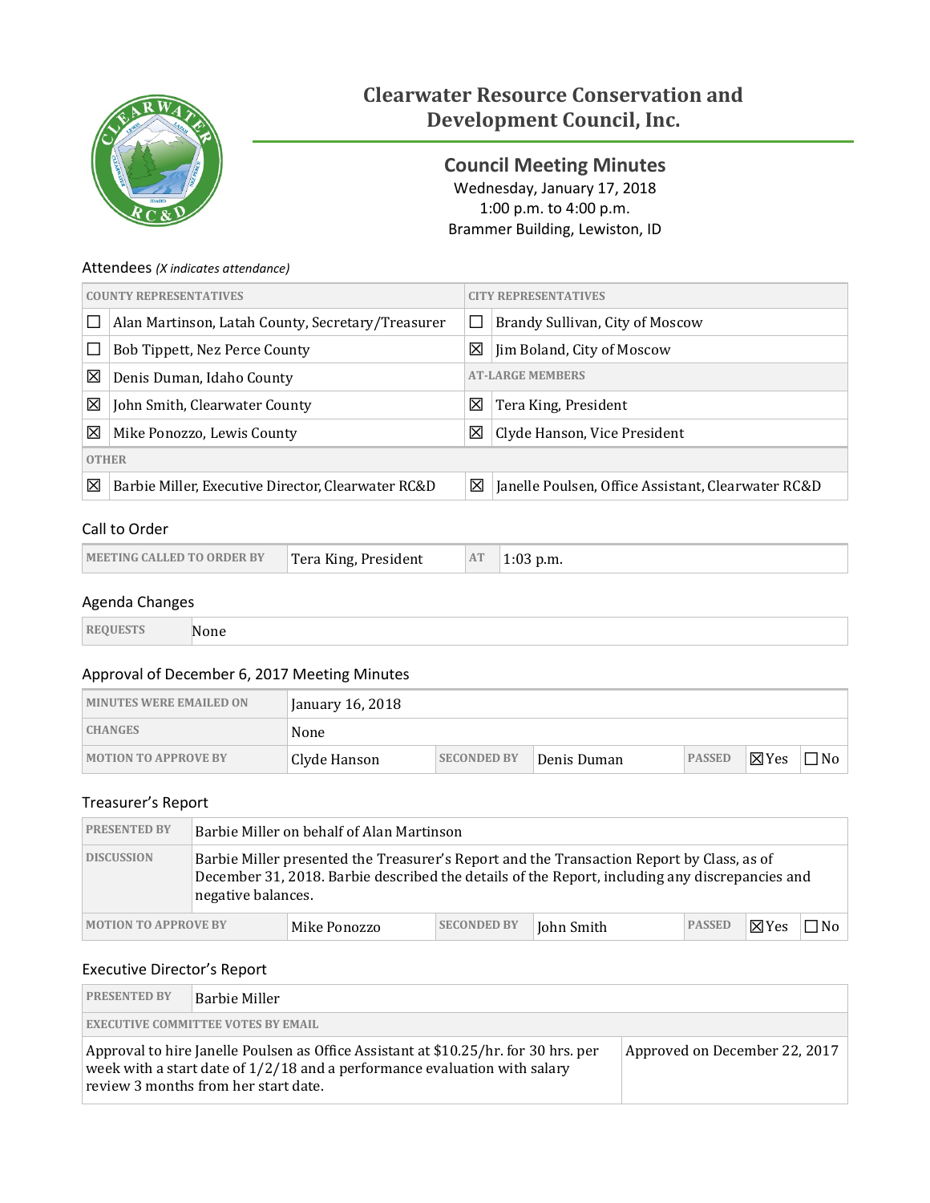# Clearwater Resource Conservation and Development Council, Inc.

## Council Meeting Minutes

Wednesday, January 17, 2018
1:00 p.m. to 4:00 p.m.
Brammer Building, Lewiston, ID

### Attendees *(X indicates attendance)*

| COUNTY REPRESENTATIVES | | CITY REPRESENTATIVES | |
|---|---|---|---|
| ☐ | Alan Martinson, Latah County, Secretary/Treasurer | ☐ | Brandy Sullivan, City of Moscow |
| ☐ | Bob Tippett, Nez Perce County | ☒ | Jim Boland, City of Moscow |
| ☒ | Denis Duman, Idaho County | **AT-LARGE MEMBERS** | |
| ☒ | John Smith, Clearwater County | ☒ | Tera King, President |
| ☒ | Mike Ponozzo, Lewis County | ☒ | Clyde Hanson, Vice President |
| **OTHER** | | | |
| ☒ | Barbie Miller, Executive Director, Clearwater RC&D | ☒ | Janelle Poulsen, Office Assistant, Clearwater RC&D |

### Call to Order

| MEETING CALLED TO ORDER BY | Tera King, President | AT | 1:03 p.m. |
|---|---|---|---|

### Agenda Changes

| REQUESTS | None |
|---|---|

### Approval of December 6, 2017 Meeting Minutes

| MINUTES WERE EMAILED ON | January 16, 2018 | | | | | |
|---|---|---|---|---|---|---|
| CHANGES | None | | | | | |
| MOTION TO APPROVE BY | Clyde Hanson | SECONDED BY | Denis Duman | PASSED | ☒Yes | ☐No |

### Treasurer's Report

| PRESENTED BY | Barbie Miller on behalf of Alan Martinson | | | | | |
|---|---|---|---|---|---|---|
| DISCUSSION | Barbie Miller presented the Treasurer's Report and the Transaction Report by Class, as of December 31, 2018. Barbie described the details of the Report, including any discrepancies and negative balances. | | | | | |
| MOTION TO APPROVE BY | Mike Ponozzo | SECONDED BY | John Smith | PASSED | ☒Yes | ☐No |

### Executive Director's Report

| PRESENTED BY | Barbie Miller |
|---|---|
| **EXECUTIVE COMMITTEE VOTES BY EMAIL** | |
| Approval to hire Janelle Poulsen as Office Assistant at $10.25/hr. for 30 hrs. per week with a start date of 1/2/18 and a performance evaluation with salary review 3 months from her start date. | Approved on December 22, 2017 |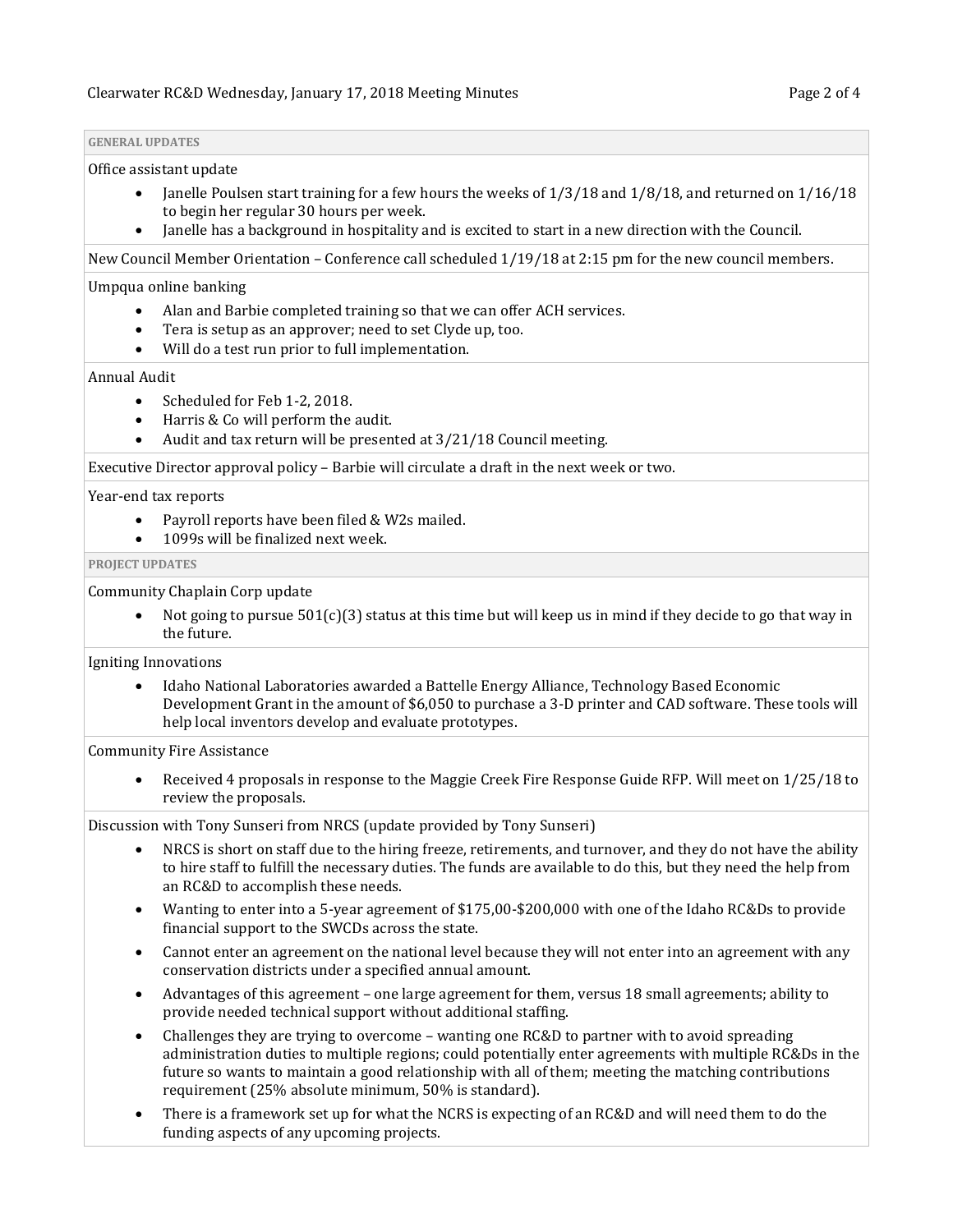## GENERAL UPDATES

Office assistant update

- Janelle Poulsen start training for a few hours the weeks of 1/3/18 and 1/8/18, and returned on 1/16/18 to begin her regular 30 hours per week.
- Janelle has a background in hospitality and is excited to start in a new direction with the Council.

New Council Member Orientation – Conference call scheduled 1/19/18 at 2:15 pm for the new council members.

Umpqua online banking

- Alan and Barbie completed training so that we can offer ACH services.
- Tera is setup as an approver; need to set Clyde up, too.
- Will do a test run prior to full implementation.

Annual Audit

- Scheduled for Feb 1-2, 2018.
- Harris & Co will perform the audit.
- Audit and tax return will be presented at 3/21/18 Council meeting.

Executive Director approval policy – Barbie will circulate a draft in the next week or two.

Year-end tax reports

- Payroll reports have been filed & W2s mailed.
- 1099s will be finalized next week.

## PROJECT UPDATES

Community Chaplain Corp update

- Not going to pursue 501(c)(3) status at this time but will keep us in mind if they decide to go that way in the future.

Igniting Innovations

- Idaho National Laboratories awarded a Battelle Energy Alliance, Technology Based Economic Development Grant in the amount of $6,050 to purchase a 3-D printer and CAD software. These tools will help local inventors develop and evaluate prototypes.

Community Fire Assistance

- Received 4 proposals in response to the Maggie Creek Fire Response Guide RFP. Will meet on 1/25/18 to review the proposals.

Discussion with Tony Sunseri from NRCS (update provided by Tony Sunseri)

- NRCS is short on staff due to the hiring freeze, retirements, and turnover, and they do not have the ability to hire staff to fulfill the necessary duties. The funds are available to do this, but they need the help from an RC&D to accomplish these needs.
- Wanting to enter into a 5-year agreement of $175,00-$200,000 with one of the Idaho RC&Ds to provide financial support to the SWCDs across the state.
- Cannot enter an agreement on the national level because they will not enter into an agreement with any conservation districts under a specified annual amount.
- Advantages of this agreement – one large agreement for them, versus 18 small agreements; ability to provide needed technical support without additional staffing.
- Challenges they are trying to overcome – wanting one RC&D to partner with to avoid spreading administration duties to multiple regions; could potentially enter agreements with multiple RC&Ds in the future so wants to maintain a good relationship with all of them; meeting the matching contributions requirement (25% absolute minimum, 50% is standard).
- There is a framework set up for what the NCRS is expecting of an RC&D and will need them to do the funding aspects of any upcoming projects.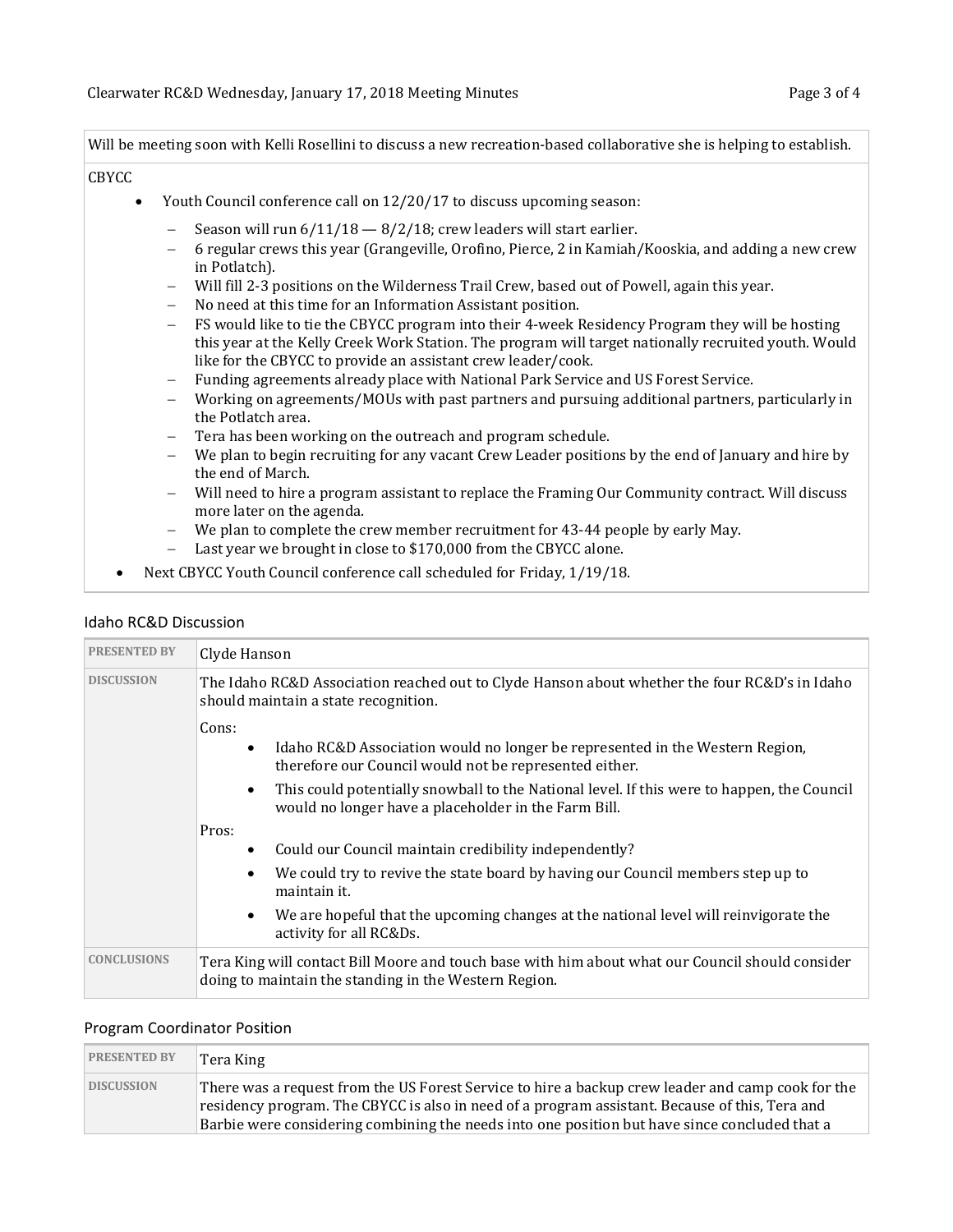Will be meeting soon with Kelli Rosellini to discuss a new recreation-based collaborative she is helping to establish.

CBYCC

- Youth Council conference call on 12/20/17 to discuss upcoming season:
  - Season will run 6/11/18 — 8/2/18; crew leaders will start earlier.
  - 6 regular crews this year (Grangeville, Orofino, Pierce, 2 in Kamiah/Kooskia, and adding a new crew in Potlatch).
  - Will fill 2-3 positions on the Wilderness Trail Crew, based out of Powell, again this year.
  - No need at this time for an Information Assistant position.
  - FS would like to tie the CBYCC program into their 4-week Residency Program they will be hosting this year at the Kelly Creek Work Station. The program will target nationally recruited youth. Would like for the CBYCC to provide an assistant crew leader/cook.
  - Funding agreements already place with National Park Service and US Forest Service.
  - Working on agreements/MOUs with past partners and pursuing additional partners, particularly in the Potlatch area.
  - Tera has been working on the outreach and program schedule.
  - We plan to begin recruiting for any vacant Crew Leader positions by the end of January and hire by the end of March.
  - Will need to hire a program assistant to replace the Framing Our Community contract. Will discuss more later on the agenda.
  - We plan to complete the crew member recruitment for 43-44 people by early May.
  - Last year we brought in close to $170,000 from the CBYCC alone.
- Next CBYCC Youth Council conference call scheduled for Friday, 1/19/18.

## Idaho RC&D Discussion

| PRESENTED BY | Clyde Hanson |
|---|---|
| DISCUSSION | The Idaho RC&D Association reached out to Clyde Hanson about whether the four RC&D's in Idaho should maintain a state recognition.<br><br>Cons:<br>• Idaho RC&D Association would no longer be represented in the Western Region, therefore our Council would not be represented either.<br>• This could potentially snowball to the National level. If this were to happen, the Council would no longer have a placeholder in the Farm Bill.<br><br>Pros:<br>• Could our Council maintain credibility independently?<br>• We could try to revive the state board by having our Council members step up to maintain it.<br>• We are hopeful that the upcoming changes at the national level will reinvigorate the activity for all RC&Ds. |
| CONCLUSIONS | Tera King will contact Bill Moore and touch base with him about what our Council should consider doing to maintain the standing in the Western Region. |

## Program Coordinator Position

| PRESENTED BY | Tera King |
|---|---|
| DISCUSSION | There was a request from the US Forest Service to hire a backup crew leader and camp cook for the residency program. The CBYCC is also in need of a program assistant. Because of this, Tera and Barbie were considering combining the needs into one position but have since concluded that a |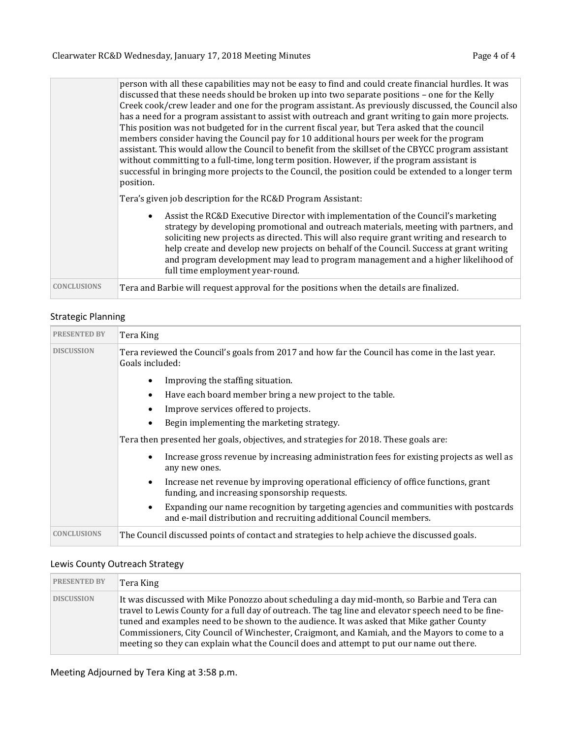| | |
|---|---|
| | person with all these capabilities may not be easy to find and could create financial hurdles. It was discussed that these needs should be broken up into two separate positions – one for the Kelly Creek cook/crew leader and one for the program assistant. As previously discussed, the Council also has a need for a program assistant to assist with outreach and grant writing to gain more projects. This position was not budgeted for in the current fiscal year, but Tera asked that the council members consider having the Council pay for 10 additional hours per week for the program assistant. This would allow the Council to benefit from the skillset of the CBYCC program assistant without committing to a full-time, long term position. However, if the program assistant is successful in bringing more projects to the Council, the position could be extended to a longer term position.<br><br>Tera's given job description for the RC&D Program Assistant:<br><br>• Assist the RC&D Executive Director with implementation of the Council's marketing strategy by developing promotional and outreach materials, meeting with partners, and soliciting new projects as directed. This will also require grant writing and research to help create and develop new projects on behalf of the Council. Success at grant writing and program development may lead to program management and a higher likelihood of full time employment year-round. |
| **CONCLUSIONS** | Tera and Barbie will request approval for the positions when the details are finalized. |

## Strategic Planning

| | |
|---|---|
| **PRESENTED BY** | Tera King |
| **DISCUSSION** | Tera reviewed the Council's goals from 2017 and how far the Council has come in the last year. Goals included:<br><br>• Improving the staffing situation.<br>• Have each board member bring a new project to the table.<br>• Improve services offered to projects.<br>• Begin implementing the marketing strategy.<br><br>Tera then presented her goals, objectives, and strategies for 2018. These goals are:<br><br>• Increase gross revenue by increasing administration fees for existing projects as well as any new ones.<br>• Increase net revenue by improving operational efficiency of office functions, grant funding, and increasing sponsorship requests.<br>• Expanding our name recognition by targeting agencies and communities with postcards and e-mail distribution and recruiting additional Council members. |
| **CONCLUSIONS** | The Council discussed points of contact and strategies to help achieve the discussed goals. |

## Lewis County Outreach Strategy

| | |
|---|---|
| **PRESENTED BY** | Tera King |
| **DISCUSSION** | It was discussed with Mike Ponozzo about scheduling a day mid-month, so Barbie and Tera can travel to Lewis County for a full day of outreach. The tag line and elevator speech need to be fine-tuned and examples need to be shown to the audience. It was asked that Mike gather County Commissioners, City Council of Winchester, Craigmont, and Kamiah, and the Mayors to come to a meeting so they can explain what the Council does and attempt to put our name out there. |

Meeting Adjourned by Tera King at 3:58 p.m.